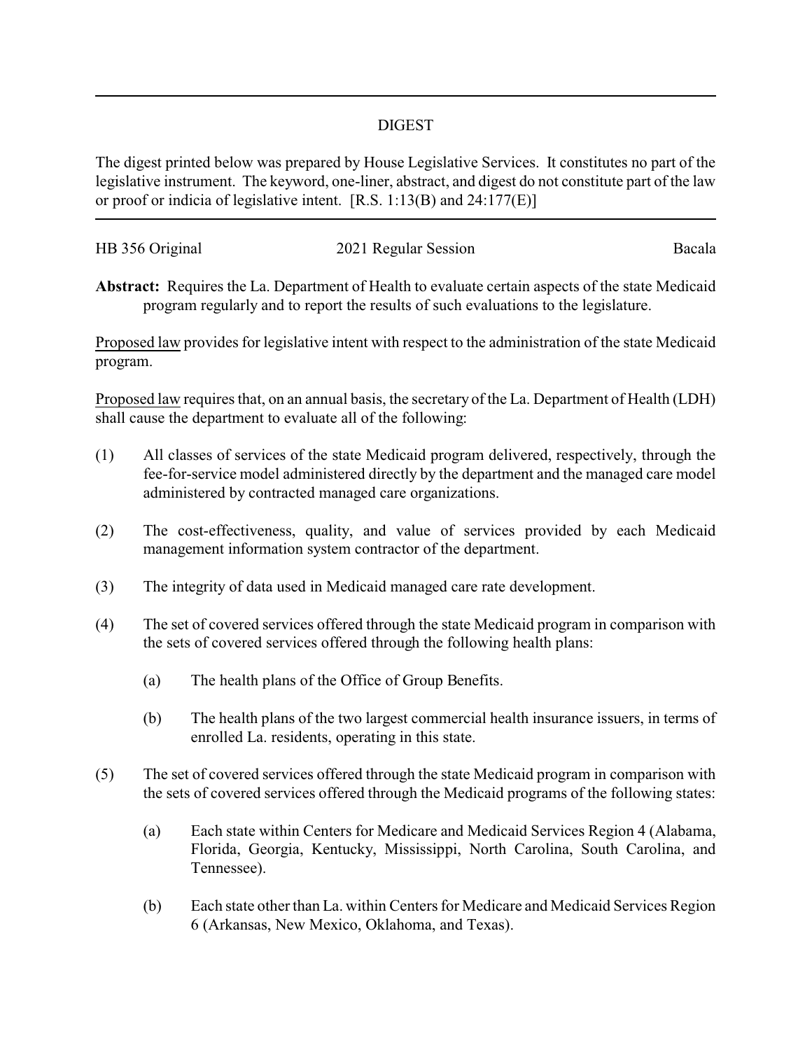# DIGEST

The digest printed below was prepared by House Legislative Services. It constitutes no part of the legislative instrument. The keyword, one-liner, abstract, and digest do not constitute part of the law or proof or indicia of legislative intent. [R.S. 1:13(B) and 24:177(E)]

HB 356 Original | 2021 Regular Session | Bacala

**Abstract:** Requires the La. Department of Health to evaluate certain aspects of the state Medicaid program regularly and to report the results of such evaluations to the legislature.

Proposed law provides for legislative intent with respect to the administration of the state Medicaid program.

Proposed law requires that, on an annual basis, the secretary of the La. Department of Health (LDH) shall cause the department to evaluate all of the following:

(1) All classes of services of the state Medicaid program delivered, respectively, through the fee-for-service model administered directly by the department and the managed care model administered by contracted managed care organizations.

(2) The cost-effectiveness, quality, and value of services provided by each Medicaid management information system contractor of the department.

(3) The integrity of data used in Medicaid managed care rate development.

(4) The set of covered services offered through the state Medicaid program in comparison with the sets of covered services offered through the following health plans:

   (a) The health plans of the Office of Group Benefits.

   (b) The health plans of the two largest commercial health insurance issuers, in terms of enrolled La. residents, operating in this state.

(5) The set of covered services offered through the state Medicaid program in comparison with the sets of covered services offered through the Medicaid programs of the following states:

   (a) Each state within Centers for Medicare and Medicaid Services Region 4 (Alabama, Florida, Georgia, Kentucky, Mississippi, North Carolina, South Carolina, and Tennessee).

   (b) Each state other than La. within Centers for Medicare and Medicaid Services Region 6 (Arkansas, New Mexico, Oklahoma, and Texas).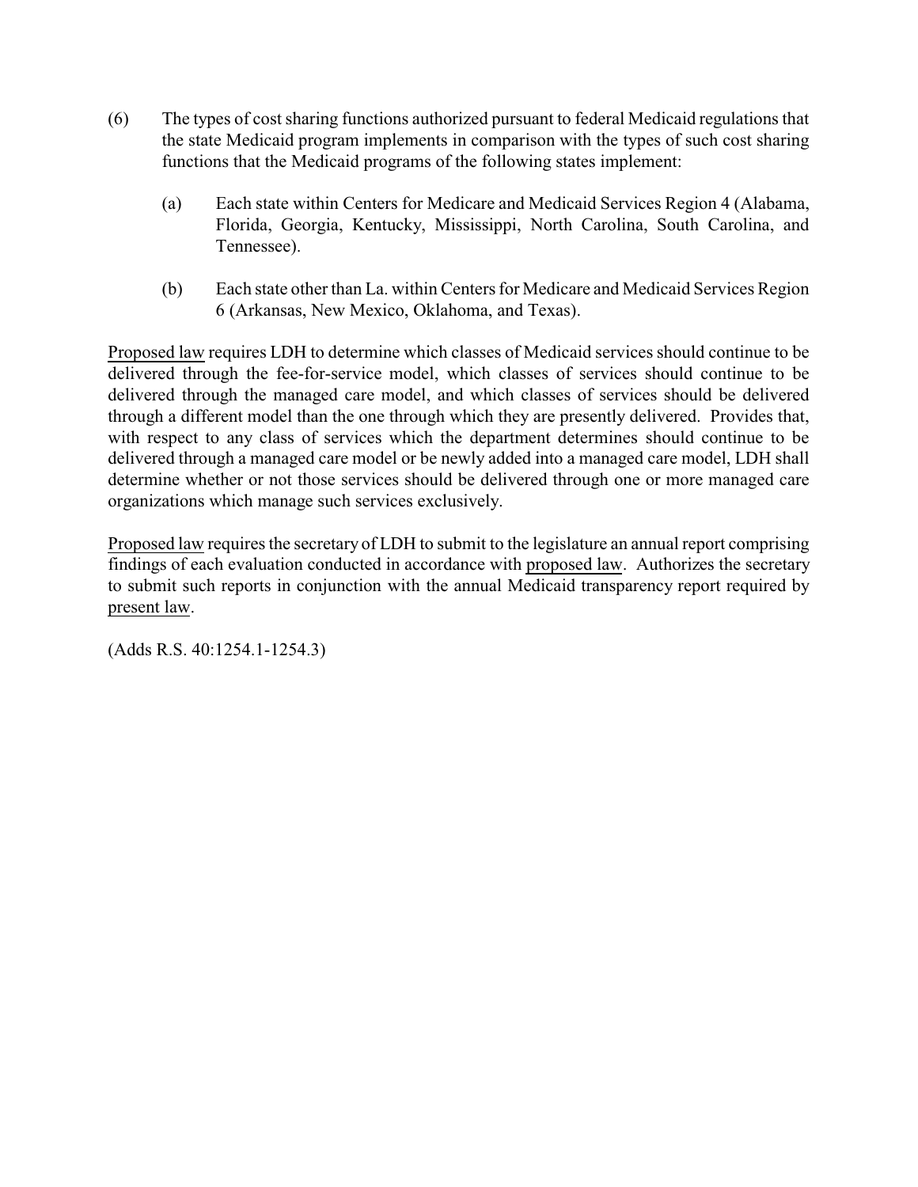(6) The types of cost sharing functions authorized pursuant to federal Medicaid regulations that the state Medicaid program implements in comparison with the types of such cost sharing functions that the Medicaid programs of the following states implement:

  (a) Each state within Centers for Medicare and Medicaid Services Region 4 (Alabama, Florida, Georgia, Kentucky, Mississippi, North Carolina, South Carolina, and Tennessee).

  (b) Each state other than La. within Centers for Medicare and Medicaid Services Region 6 (Arkansas, New Mexico, Oklahoma, and Texas).

Proposed law requires LDH to determine which classes of Medicaid services should continue to be delivered through the fee-for-service model, which classes of services should continue to be delivered through the managed care model, and which classes of services should be delivered through a different model than the one through which they are presently delivered. Provides that, with respect to any class of services which the department determines should continue to be delivered through a managed care model or be newly added into a managed care model, LDH shall determine whether or not those services should be delivered through one or more managed care organizations which manage such services exclusively.

Proposed law requires the secretary of LDH to submit to the legislature an annual report comprising findings of each evaluation conducted in accordance with proposed law. Authorizes the secretary to submit such reports in conjunction with the annual Medicaid transparency report required by present law.

(Adds R.S. 40:1254.1-1254.3)